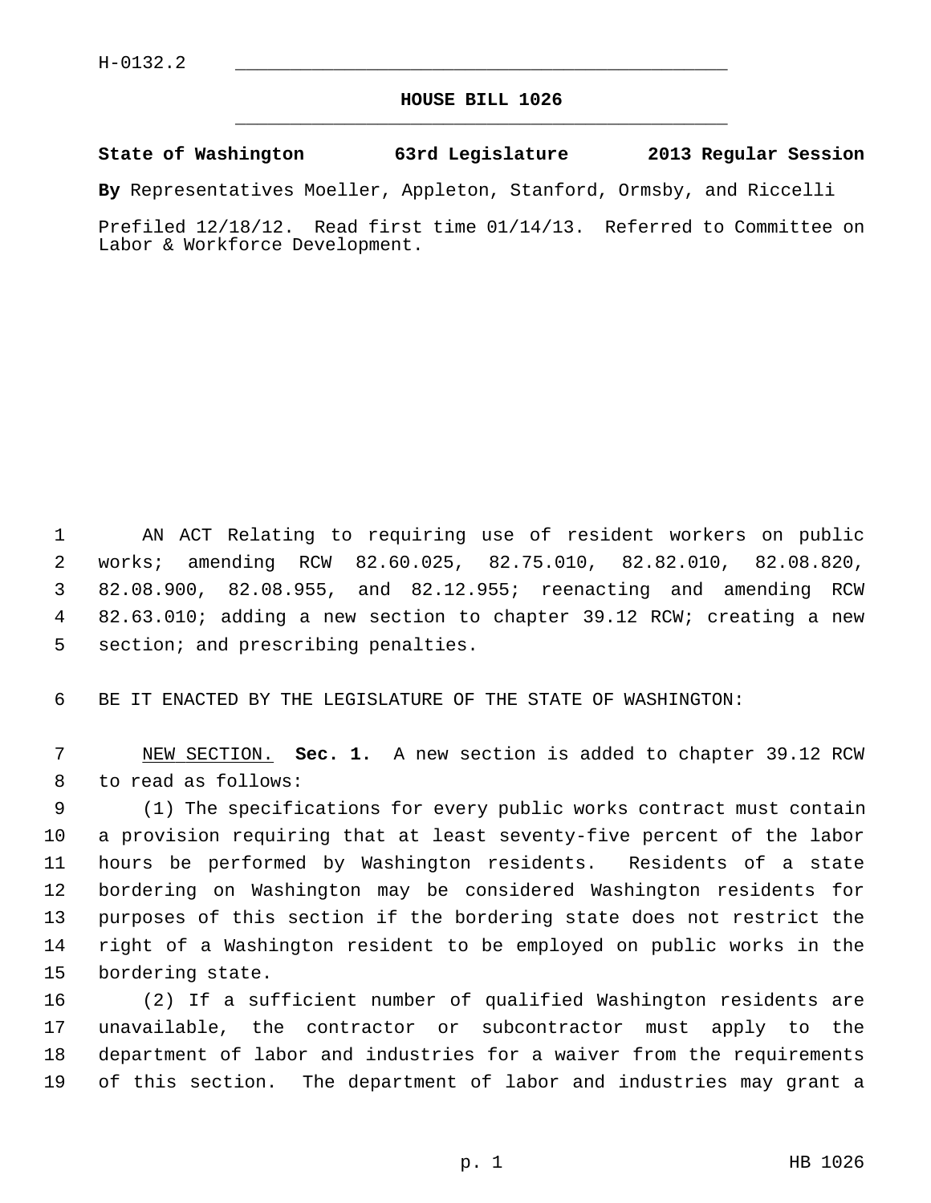H-0132.2

# HOUSE BILL 1026

**State of Washington 63rd Legislature 2013 Regular Session**

**By** Representatives Moeller, Appleton, Stanford, Ormsby, and Riccelli

Prefiled 12/18/12. Read first time 01/14/13. Referred to Committee on Labor & Workforce Development.

AN ACT Relating to requiring use of resident workers on public works; amending RCW 82.60.025, 82.75.010, 82.82.010, 82.08.820, 82.08.900, 82.08.955, and 82.12.955; reenacting and amending RCW 82.63.010; adding a new section to chapter 39.12 RCW; creating a new section; and prescribing penalties.

BE IT ENACTED BY THE LEGISLATURE OF THE STATE OF WASHINGTON:

NEW SECTION. **Sec. 1.** A new section is added to chapter 39.12 RCW to read as follows:

(1) The specifications for every public works contract must contain a provision requiring that at least seventy-five percent of the labor hours be performed by Washington residents. Residents of a state bordering on Washington may be considered Washington residents for purposes of this section if the bordering state does not restrict the right of a Washington resident to be employed on public works in the bordering state.

(2) If a sufficient number of qualified Washington residents are unavailable, the contractor or subcontractor must apply to the department of labor and industries for a waiver from the requirements of this section. The department of labor and industries may grant a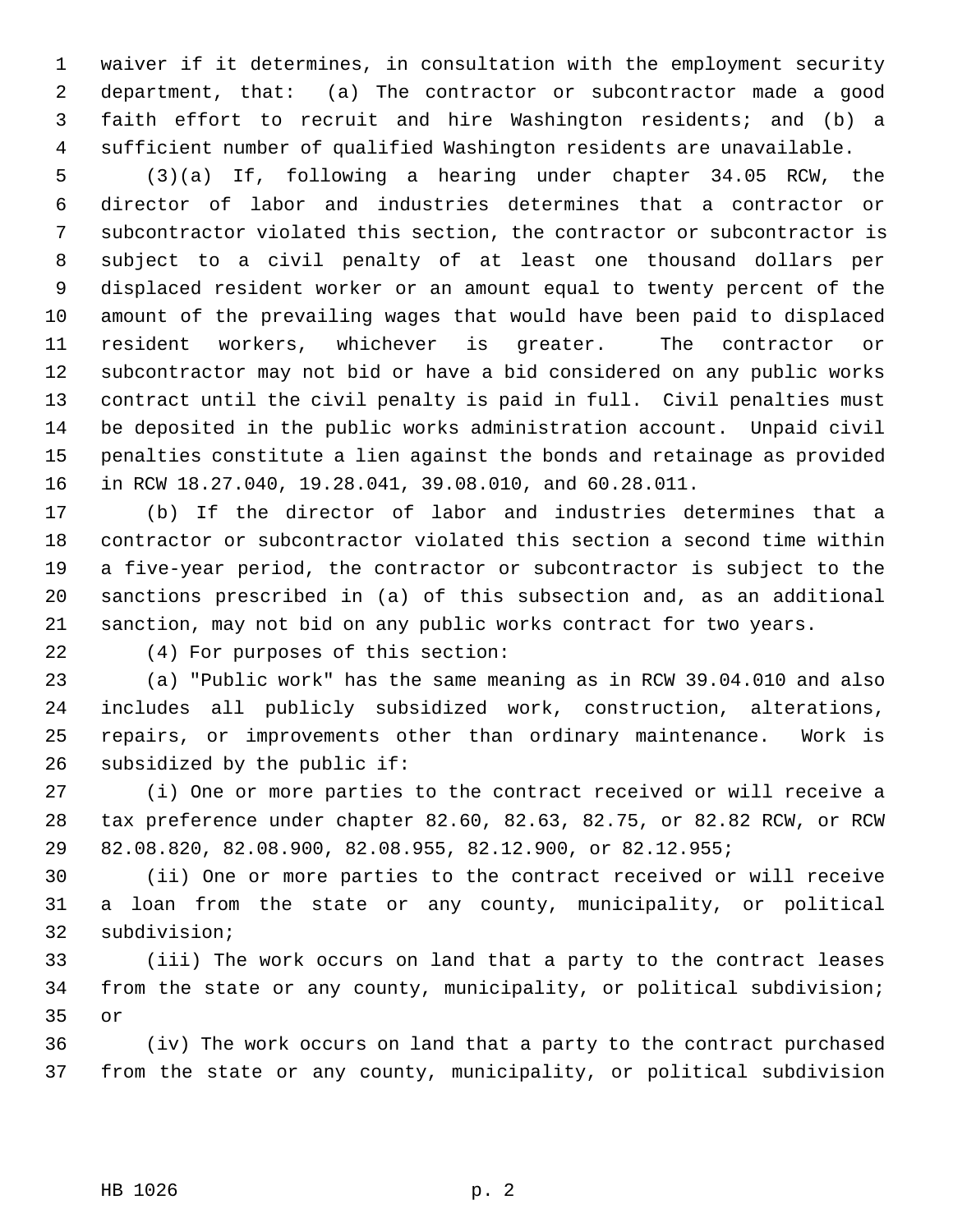waiver if it determines, in consultation with the employment security department, that: (a) The contractor or subcontractor made a good faith effort to recruit and hire Washington residents; and (b) a sufficient number of qualified Washington residents are unavailable.

(3)(a) If, following a hearing under chapter 34.05 RCW, the director of labor and industries determines that a contractor or subcontractor violated this section, the contractor or subcontractor is subject to a civil penalty of at least one thousand dollars per displaced resident worker or an amount equal to twenty percent of the amount of the prevailing wages that would have been paid to displaced resident workers, whichever is greater. The contractor or subcontractor may not bid or have a bid considered on any public works contract until the civil penalty is paid in full. Civil penalties must be deposited in the public works administration account. Unpaid civil penalties constitute a lien against the bonds and retainage as provided in RCW 18.27.040, 19.28.041, 39.08.010, and 60.28.011.

(b) If the director of labor and industries determines that a contractor or subcontractor violated this section a second time within a five-year period, the contractor or subcontractor is subject to the sanctions prescribed in (a) of this subsection and, as an additional sanction, may not bid on any public works contract for two years.

(4) For purposes of this section:

(a) "Public work" has the same meaning as in RCW 39.04.010 and also includes all publicly subsidized work, construction, alterations, repairs, or improvements other than ordinary maintenance. Work is subsidized by the public if:

(i) One or more parties to the contract received or will receive a tax preference under chapter 82.60, 82.63, 82.75, or 82.82 RCW, or RCW 82.08.820, 82.08.900, 82.08.955, 82.12.900, or 82.12.955;

(ii) One or more parties to the contract received or will receive a loan from the state or any county, municipality, or political subdivision;

(iii) The work occurs on land that a party to the contract leases from the state or any county, municipality, or political subdivision; or

(iv) The work occurs on land that a party to the contract purchased from the state or any county, municipality, or political subdivision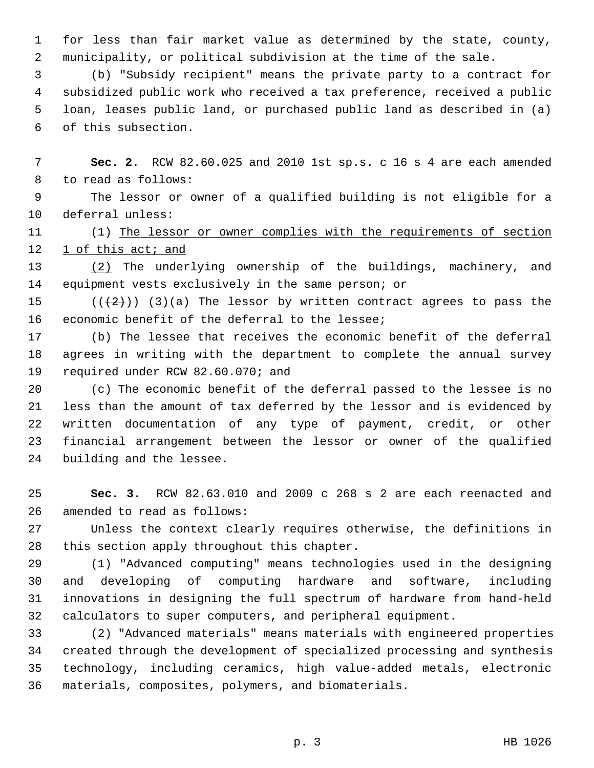for less than fair market value as determined by the state, county, municipality, or political subdivision at the time of the sale.

(b) "Subsidy recipient" means the private party to a contract for subsidized public work who received a tax preference, received a public loan, leases public land, or purchased public land as described in (a) of this subsection.

**Sec. 2.** RCW 82.60.025 and 2010 1st sp.s. c 16 s 4 are each amended to read as follows:

The lessor or owner of a qualified building is not eligible for a deferral unless:

(1) The lessor or owner complies with the requirements of section 1 of this act; and

(2) The underlying ownership of the buildings, machinery, and equipment vests exclusively in the same person; or

~~((2))~~ (3)(a) The lessor by written contract agrees to pass the economic benefit of the deferral to the lessee;

(b) The lessee that receives the economic benefit of the deferral agrees in writing with the department to complete the annual survey required under RCW 82.60.070; and

(c) The economic benefit of the deferral passed to the lessee is no less than the amount of tax deferred by the lessor and is evidenced by written documentation of any type of payment, credit, or other financial arrangement between the lessor or owner of the qualified building and the lessee.

**Sec. 3.** RCW 82.63.010 and 2009 c 268 s 2 are each reenacted and amended to read as follows:

Unless the context clearly requires otherwise, the definitions in this section apply throughout this chapter.

(1) "Advanced computing" means technologies used in the designing and developing of computing hardware and software, including innovations in designing the full spectrum of hardware from hand-held calculators to super computers, and peripheral equipment.

(2) "Advanced materials" means materials with engineered properties created through the development of specialized processing and synthesis technology, including ceramics, high value-added metals, electronic materials, composites, polymers, and biomaterials.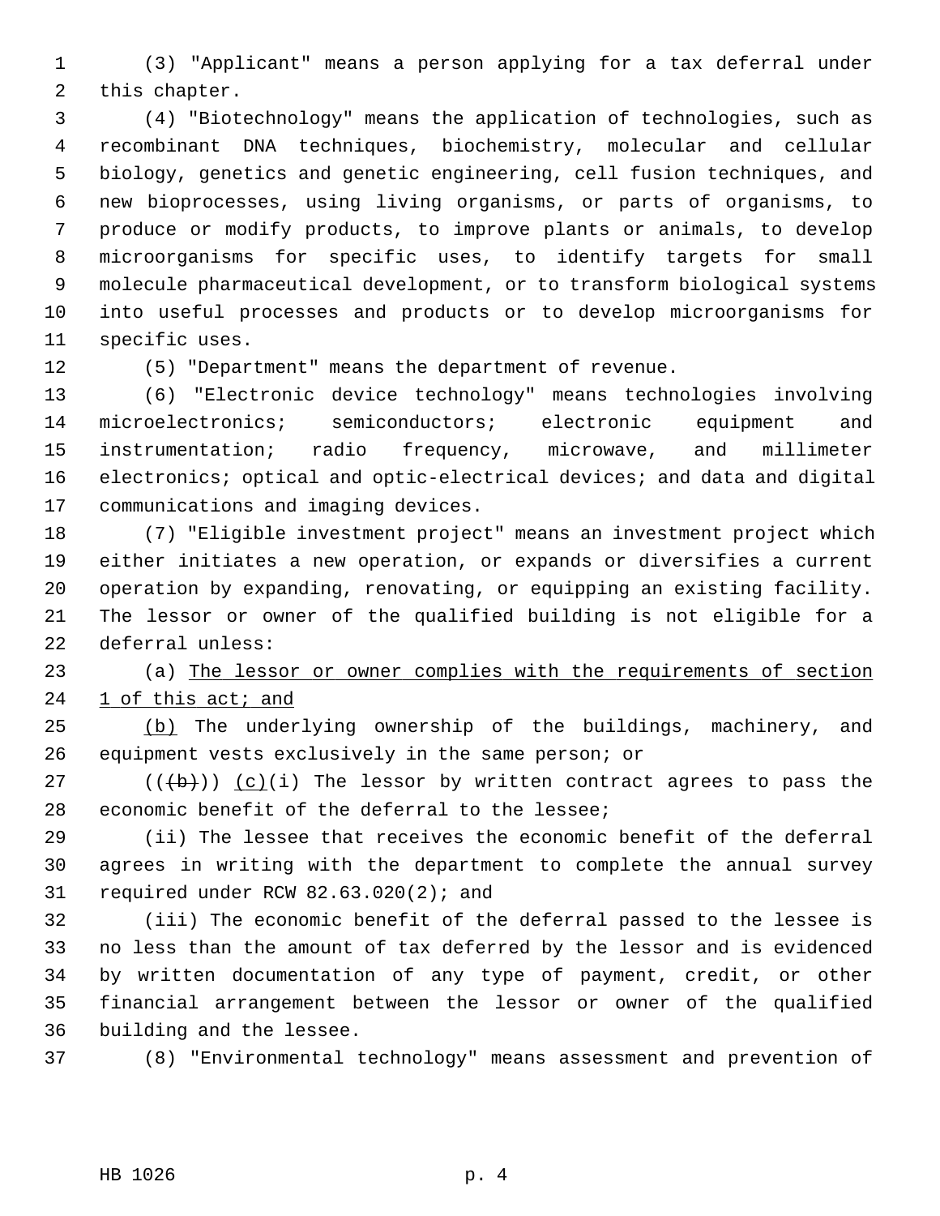(3) "Applicant" means a person applying for a tax deferral under this chapter.

(4) "Biotechnology" means the application of technologies, such as recombinant DNA techniques, biochemistry, molecular and cellular biology, genetics and genetic engineering, cell fusion techniques, and new bioprocesses, using living organisms, or parts of organisms, to produce or modify products, to improve plants or animals, to develop microorganisms for specific uses, to identify targets for small molecule pharmaceutical development, or to transform biological systems into useful processes and products or to develop microorganisms for specific uses.

(5) "Department" means the department of revenue.

(6) "Electronic device technology" means technologies involving microelectronics; semiconductors; electronic equipment and instrumentation; radio frequency, microwave, and millimeter electronics; optical and optic-electrical devices; and data and digital communications and imaging devices.

(7) "Eligible investment project" means an investment project which either initiates a new operation, or expands or diversifies a current operation by expanding, renovating, or equipping an existing facility. The lessor or owner of the qualified building is not eligible for a deferral unless:

(a) <u>The lessor or owner complies with the requirements of section 1 of this act; and</u>

<u>(b)</u> The underlying ownership of the buildings, machinery, and equipment vests exclusively in the same person; or

((~~(b)~~)) <u>(c)</u>(i) The lessor by written contract agrees to pass the economic benefit of the deferral to the lessee;

(ii) The lessee that receives the economic benefit of the deferral agrees in writing with the department to complete the annual survey required under RCW 82.63.020(2); and

(iii) The economic benefit of the deferral passed to the lessee is no less than the amount of tax deferred by the lessor and is evidenced by written documentation of any type of payment, credit, or other financial arrangement between the lessor or owner of the qualified building and the lessee.

(8) "Environmental technology" means assessment and prevention of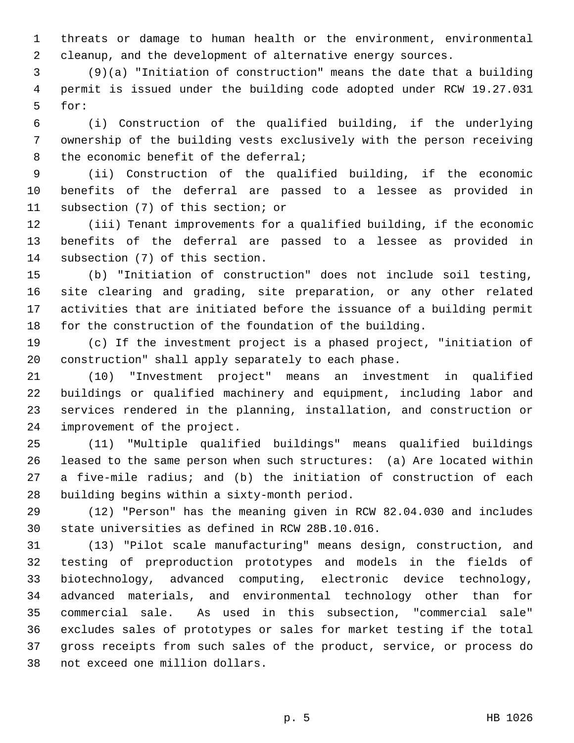threats or damage to human health or the environment, environmental cleanup, and the development of alternative energy sources.

(9)(a) "Initiation of construction" means the date that a building permit is issued under the building code adopted under RCW 19.27.031 for:

(i) Construction of the qualified building, if the underlying ownership of the building vests exclusively with the person receiving the economic benefit of the deferral;

(ii) Construction of the qualified building, if the economic benefits of the deferral are passed to a lessee as provided in subsection (7) of this section; or

(iii) Tenant improvements for a qualified building, if the economic benefits of the deferral are passed to a lessee as provided in subsection (7) of this section.

(b) "Initiation of construction" does not include soil testing, site clearing and grading, site preparation, or any other related activities that are initiated before the issuance of a building permit for the construction of the foundation of the building.

(c) If the investment project is a phased project, "initiation of construction" shall apply separately to each phase.

(10) "Investment project" means an investment in qualified buildings or qualified machinery and equipment, including labor and services rendered in the planning, installation, and construction or improvement of the project.

(11) "Multiple qualified buildings" means qualified buildings leased to the same person when such structures: (a) Are located within a five-mile radius; and (b) the initiation of construction of each building begins within a sixty-month period.

(12) "Person" has the meaning given in RCW 82.04.030 and includes state universities as defined in RCW 28B.10.016.

(13) "Pilot scale manufacturing" means design, construction, and testing of preproduction prototypes and models in the fields of biotechnology, advanced computing, electronic device technology, advanced materials, and environmental technology other than for commercial sale. As used in this subsection, "commercial sale" excludes sales of prototypes or sales for market testing if the total gross receipts from such sales of the product, service, or process do not exceed one million dollars.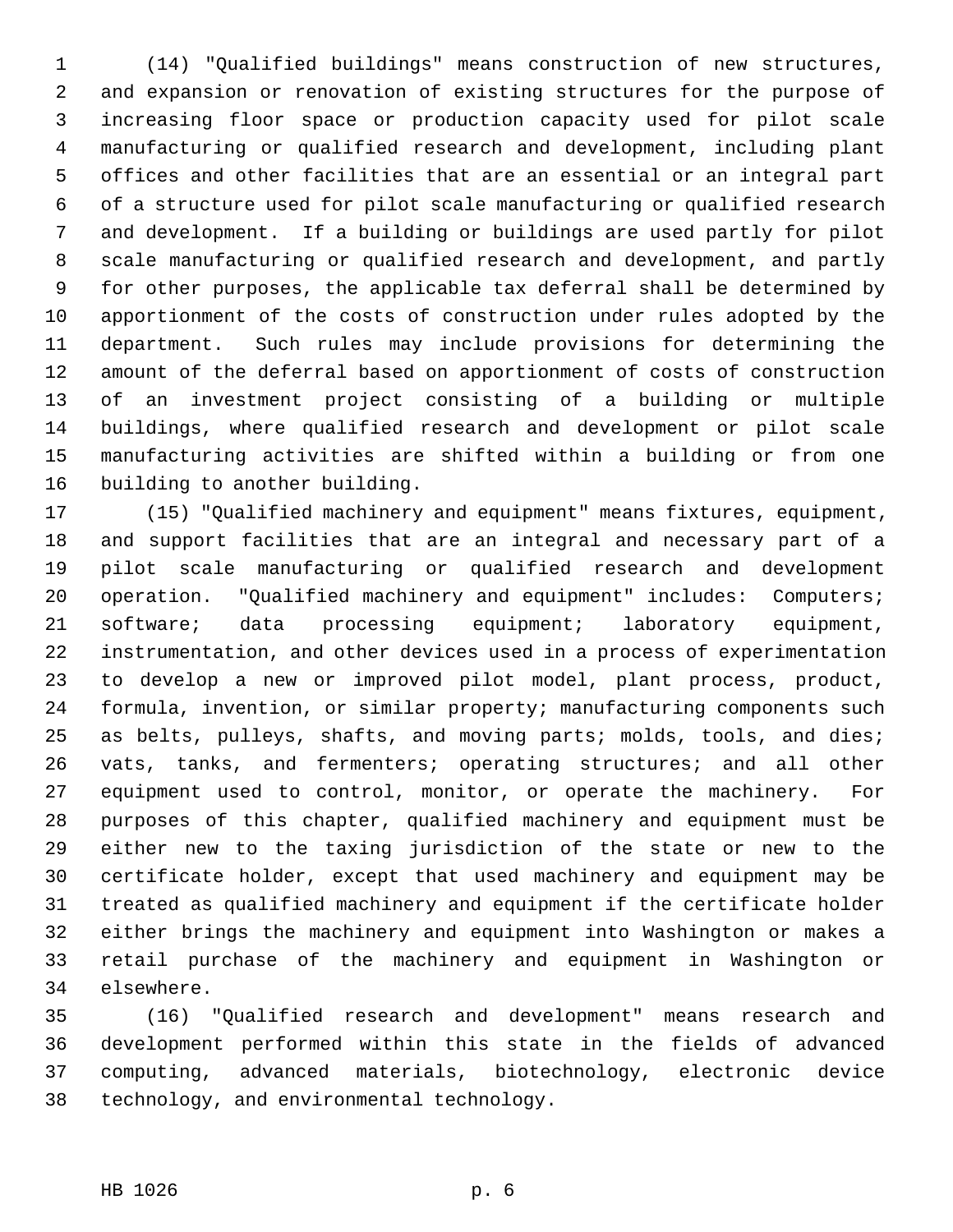(14) "Qualified buildings" means construction of new structures, and expansion or renovation of existing structures for the purpose of increasing floor space or production capacity used for pilot scale manufacturing or qualified research and development, including plant offices and other facilities that are an essential or an integral part of a structure used for pilot scale manufacturing or qualified research and development. If a building or buildings are used partly for pilot scale manufacturing or qualified research and development, and partly for other purposes, the applicable tax deferral shall be determined by apportionment of the costs of construction under rules adopted by the department. Such rules may include provisions for determining the amount of the deferral based on apportionment of costs of construction of an investment project consisting of a building or multiple buildings, where qualified research and development or pilot scale manufacturing activities are shifted within a building or from one building to another building.

(15) "Qualified machinery and equipment" means fixtures, equipment, and support facilities that are an integral and necessary part of a pilot scale manufacturing or qualified research and development operation. "Qualified machinery and equipment" includes: Computers; software; data processing equipment; laboratory equipment, instrumentation, and other devices used in a process of experimentation to develop a new or improved pilot model, plant process, product, formula, invention, or similar property; manufacturing components such as belts, pulleys, shafts, and moving parts; molds, tools, and dies; vats, tanks, and fermenters; operating structures; and all other equipment used to control, monitor, or operate the machinery. For purposes of this chapter, qualified machinery and equipment must be either new to the taxing jurisdiction of the state or new to the certificate holder, except that used machinery and equipment may be treated as qualified machinery and equipment if the certificate holder either brings the machinery and equipment into Washington or makes a retail purchase of the machinery and equipment in Washington or elsewhere.

(16) "Qualified research and development" means research and development performed within this state in the fields of advanced computing, advanced materials, biotechnology, electronic device technology, and environmental technology.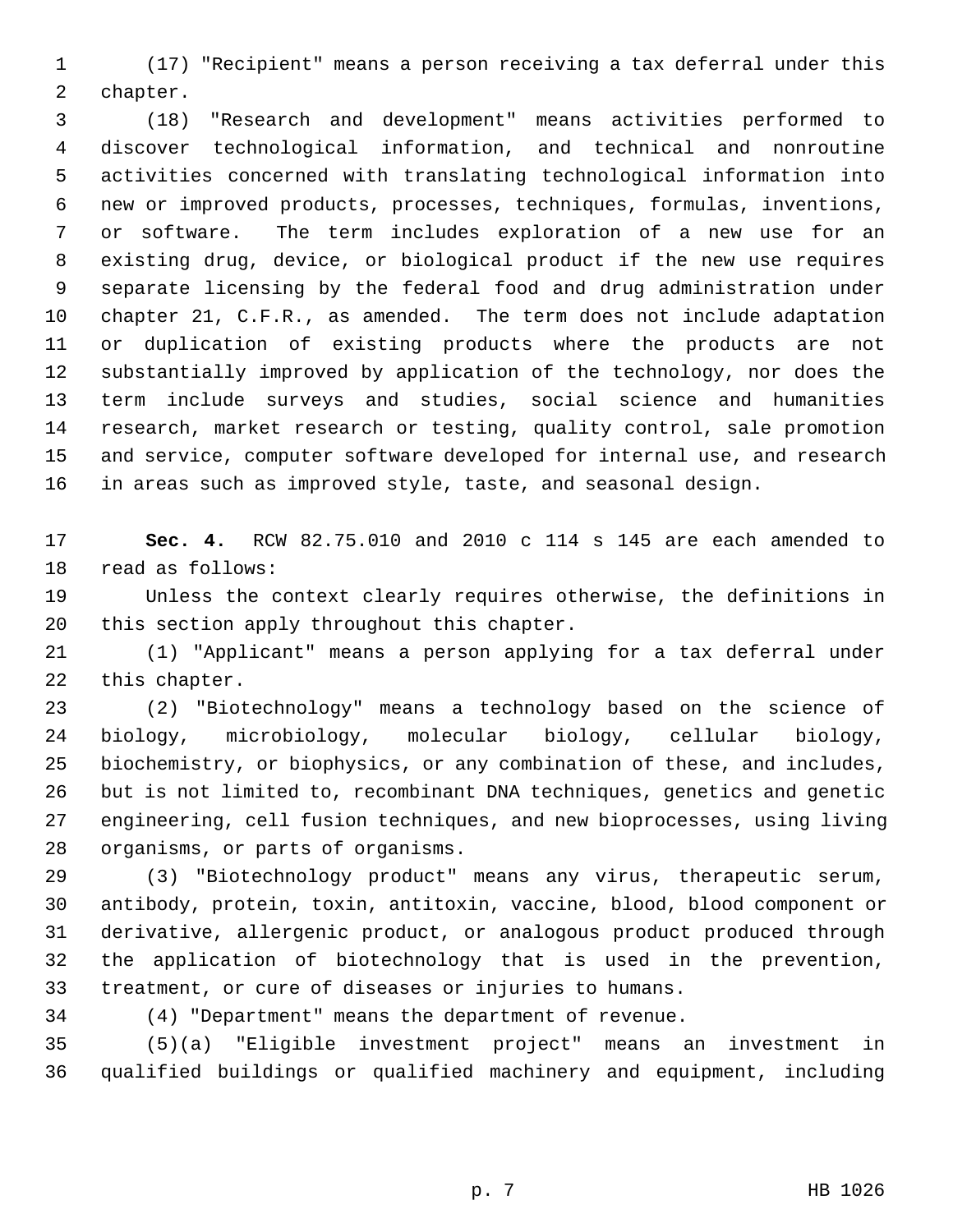(17) "Recipient" means a person receiving a tax deferral under this chapter.

(18) "Research and development" means activities performed to discover technological information, and technical and nonroutine activities concerned with translating technological information into new or improved products, processes, techniques, formulas, inventions, or software. The term includes exploration of a new use for an existing drug, device, or biological product if the new use requires separate licensing by the federal food and drug administration under chapter 21, C.F.R., as amended. The term does not include adaptation or duplication of existing products where the products are not substantially improved by application of the technology, nor does the term include surveys and studies, social science and humanities research, market research or testing, quality control, sale promotion and service, computer software developed for internal use, and research in areas such as improved style, taste, and seasonal design.

**Sec. 4.** RCW 82.75.010 and 2010 c 114 s 145 are each amended to read as follows:

Unless the context clearly requires otherwise, the definitions in this section apply throughout this chapter.

(1) "Applicant" means a person applying for a tax deferral under this chapter.

(2) "Biotechnology" means a technology based on the science of biology, microbiology, molecular biology, cellular biology, biochemistry, or biophysics, or any combination of these, and includes, but is not limited to, recombinant DNA techniques, genetics and genetic engineering, cell fusion techniques, and new bioprocesses, using living organisms, or parts of organisms.

(3) "Biotechnology product" means any virus, therapeutic serum, antibody, protein, toxin, antitoxin, vaccine, blood, blood component or derivative, allergenic product, or analogous product produced through the application of biotechnology that is used in the prevention, treatment, or cure of diseases or injuries to humans.

(4) "Department" means the department of revenue.

(5)(a) "Eligible investment project" means an investment in qualified buildings or qualified machinery and equipment, including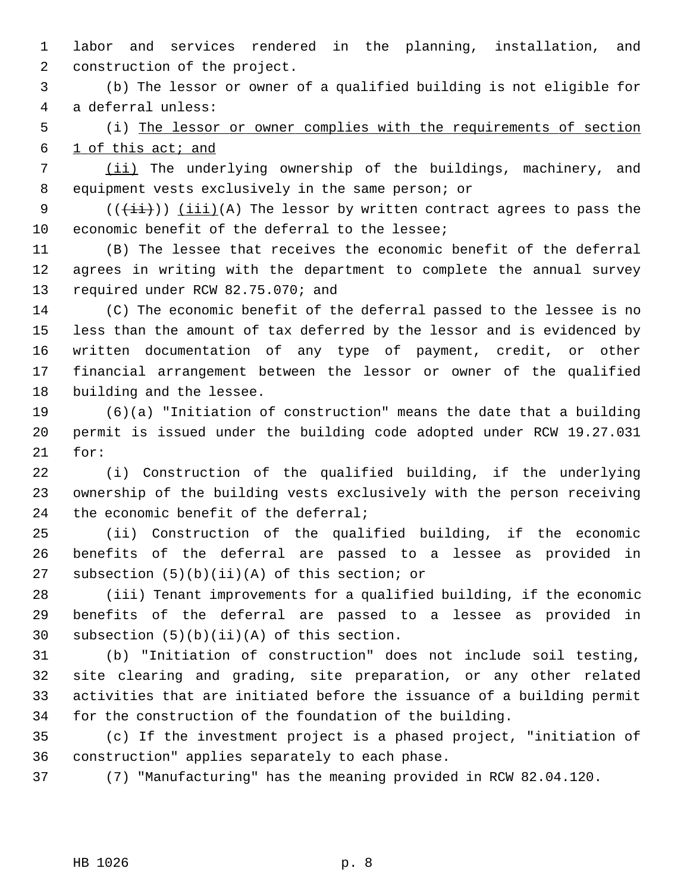labor and services rendered in the planning, installation, and construction of the project.

(b) The lessor or owner of a qualified building is not eligible for a deferral unless:

(i) <u>The lessor or owner complies with the requirements of section 1 of this act; and</u>

<u>(ii)</u> The underlying ownership of the buildings, machinery, and equipment vests exclusively in the same person; or

~~((ii))~~ <u>(iii)</u>(A) The lessor by written contract agrees to pass the economic benefit of the deferral to the lessee;

(B) The lessee that receives the economic benefit of the deferral agrees in writing with the department to complete the annual survey required under RCW 82.75.070; and

(C) The economic benefit of the deferral passed to the lessee is no less than the amount of tax deferred by the lessor and is evidenced by written documentation of any type of payment, credit, or other financial arrangement between the lessor or owner of the qualified building and the lessee.

(6)(a) "Initiation of construction" means the date that a building permit is issued under the building code adopted under RCW 19.27.031 for:

(i) Construction of the qualified building, if the underlying ownership of the building vests exclusively with the person receiving the economic benefit of the deferral;

(ii) Construction of the qualified building, if the economic benefits of the deferral are passed to a lessee as provided in subsection (5)(b)(ii)(A) of this section; or

(iii) Tenant improvements for a qualified building, if the economic benefits of the deferral are passed to a lessee as provided in subsection (5)(b)(ii)(A) of this section.

(b) "Initiation of construction" does not include soil testing, site clearing and grading, site preparation, or any other related activities that are initiated before the issuance of a building permit for the construction of the foundation of the building.

(c) If the investment project is a phased project, "initiation of construction" applies separately to each phase.

(7) "Manufacturing" has the meaning provided in RCW 82.04.120.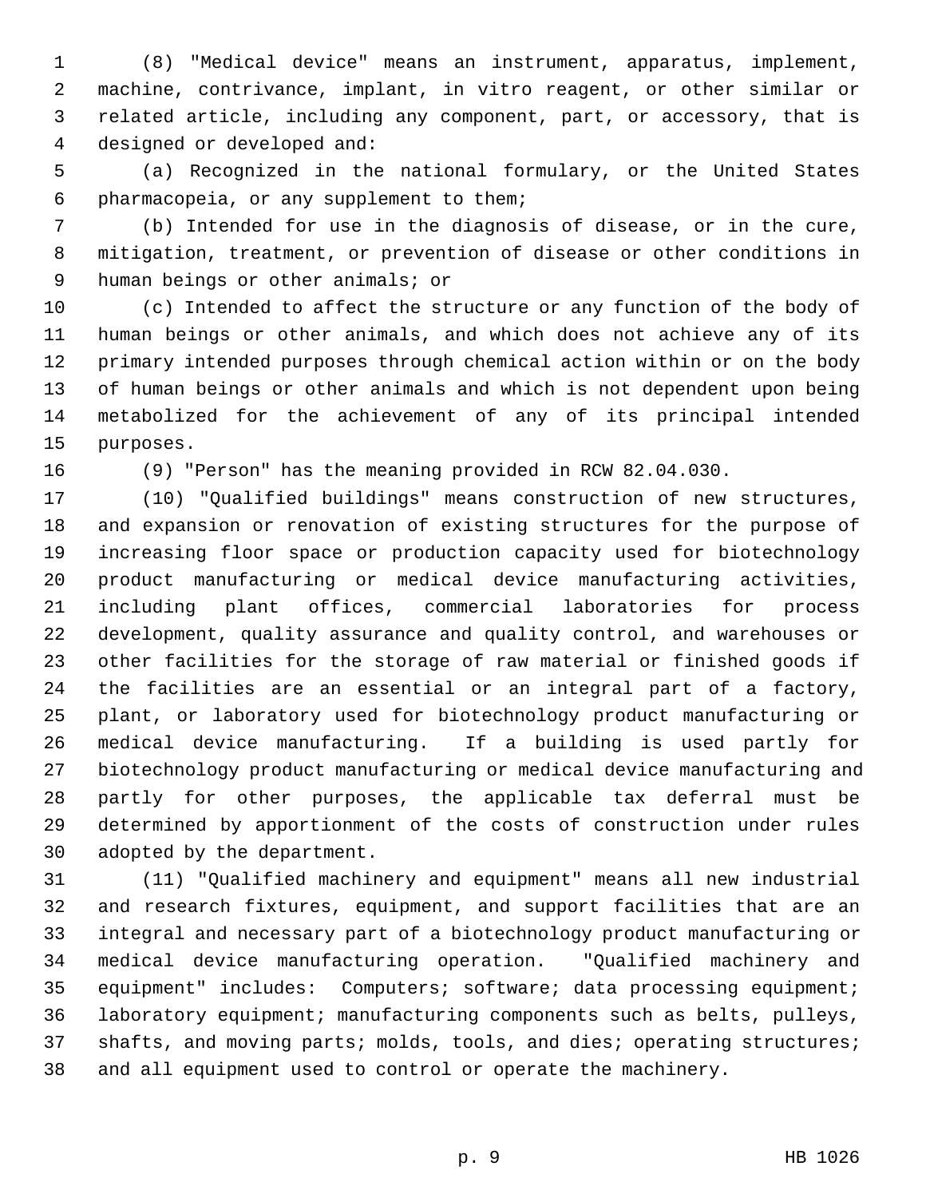(8) "Medical device" means an instrument, apparatus, implement, machine, contrivance, implant, in vitro reagent, or other similar or related article, including any component, part, or accessory, that is designed or developed and:

(a) Recognized in the national formulary, or the United States pharmacopeia, or any supplement to them;

(b) Intended for use in the diagnosis of disease, or in the cure, mitigation, treatment, or prevention of disease or other conditions in human beings or other animals; or

(c) Intended to affect the structure or any function of the body of human beings or other animals, and which does not achieve any of its primary intended purposes through chemical action within or on the body of human beings or other animals and which is not dependent upon being metabolized for the achievement of any of its principal intended purposes.

(9) "Person" has the meaning provided in RCW 82.04.030.

(10) "Qualified buildings" means construction of new structures, and expansion or renovation of existing structures for the purpose of increasing floor space or production capacity used for biotechnology product manufacturing or medical device manufacturing activities, including plant offices, commercial laboratories for process development, quality assurance and quality control, and warehouses or other facilities for the storage of raw material or finished goods if the facilities are an essential or an integral part of a factory, plant, or laboratory used for biotechnology product manufacturing or medical device manufacturing. If a building is used partly for biotechnology product manufacturing or medical device manufacturing and partly for other purposes, the applicable tax deferral must be determined by apportionment of the costs of construction under rules adopted by the department.

(11) "Qualified machinery and equipment" means all new industrial and research fixtures, equipment, and support facilities that are an integral and necessary part of a biotechnology product manufacturing or medical device manufacturing operation. "Qualified machinery and equipment" includes: Computers; software; data processing equipment; laboratory equipment; manufacturing components such as belts, pulleys, shafts, and moving parts; molds, tools, and dies; operating structures; and all equipment used to control or operate the machinery.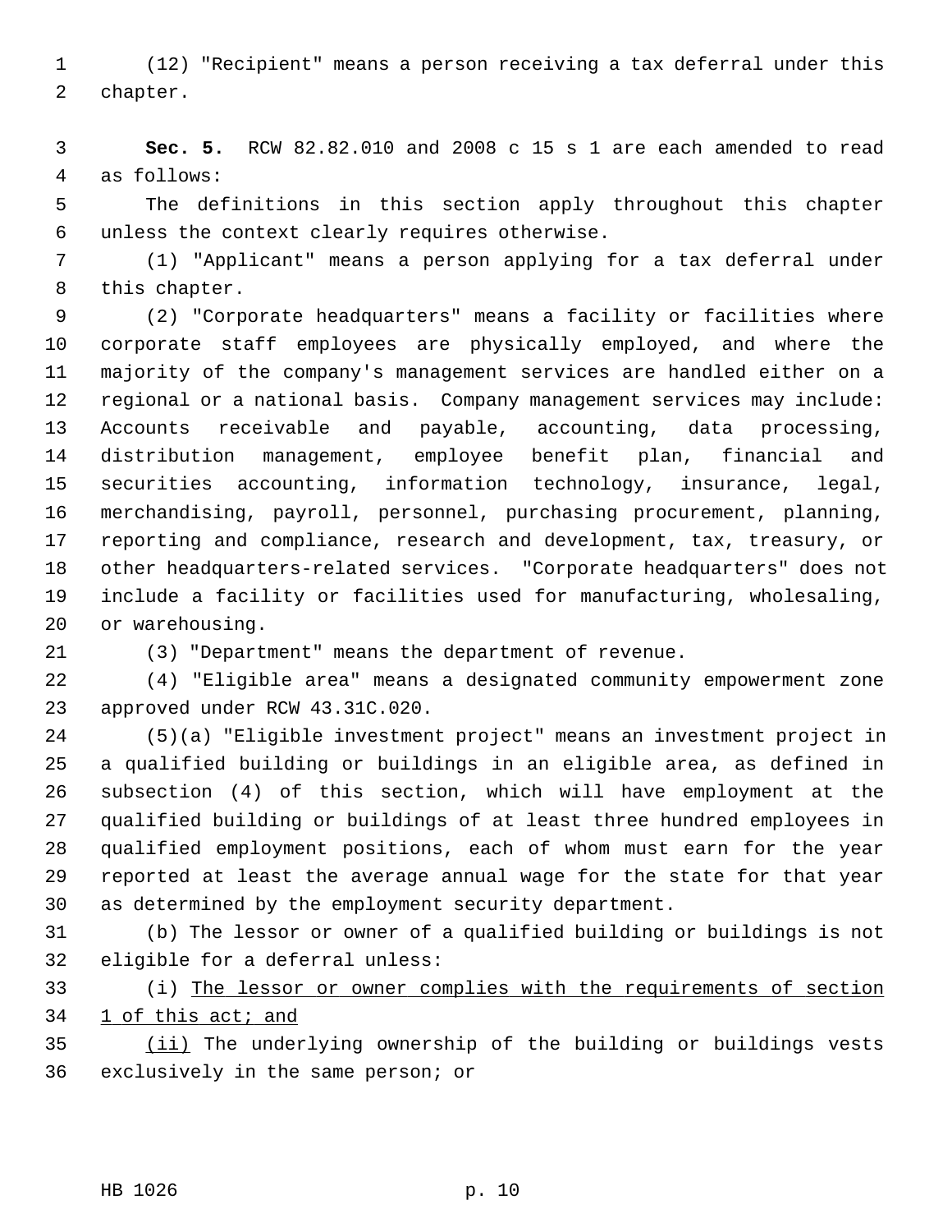(12) "Recipient" means a person receiving a tax deferral under this chapter.

**Sec. 5.** RCW 82.82.010 and 2008 c 15 s 1 are each amended to read as follows:

The definitions in this section apply throughout this chapter unless the context clearly requires otherwise.

(1) "Applicant" means a person applying for a tax deferral under this chapter.

(2) "Corporate headquarters" means a facility or facilities where corporate staff employees are physically employed, and where the majority of the company's management services are handled either on a regional or a national basis. Company management services may include: Accounts receivable and payable, accounting, data processing, distribution management, employee benefit plan, financial and securities accounting, information technology, insurance, legal, merchandising, payroll, personnel, purchasing procurement, planning, reporting and compliance, research and development, tax, treasury, or other headquarters-related services. "Corporate headquarters" does not include a facility or facilities used for manufacturing, wholesaling, or warehousing.

(3) "Department" means the department of revenue.

(4) "Eligible area" means a designated community empowerment zone approved under RCW 43.31C.020.

(5)(a) "Eligible investment project" means an investment project in a qualified building or buildings in an eligible area, as defined in subsection (4) of this section, which will have employment at the qualified building or buildings of at least three hundred employees in qualified employment positions, each of whom must earn for the year reported at least the average annual wage for the state for that year as determined by the employment security department.

(b) The lessor or owner of a qualified building or buildings is not eligible for a deferral unless:

(i) <u>The lessor or owner complies with the requirements of section 1 of this act; and</u>

<u>(ii)</u> The underlying ownership of the building or buildings vests exclusively in the same person; or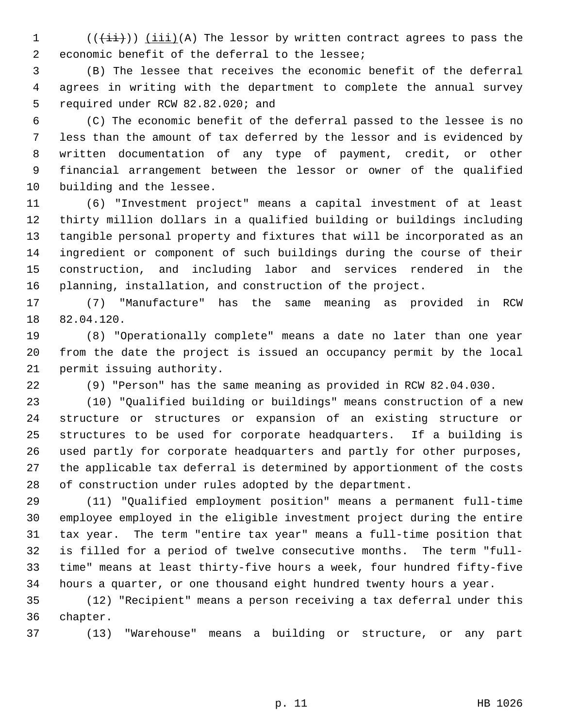((~~(ii)~~)) <u>(iii)</u>(A) The lessor by written contract agrees to pass the economic benefit of the deferral to the lessee;

(B) The lessee that receives the economic benefit of the deferral agrees in writing with the department to complete the annual survey required under RCW 82.82.020; and

(C) The economic benefit of the deferral passed to the lessee is no less than the amount of tax deferred by the lessor and is evidenced by written documentation of any type of payment, credit, or other financial arrangement between the lessor or owner of the qualified building and the lessee.

(6) "Investment project" means a capital investment of at least thirty million dollars in a qualified building or buildings including tangible personal property and fixtures that will be incorporated as an ingredient or component of such buildings during the course of their construction, and including labor and services rendered in the planning, installation, and construction of the project.

(7) "Manufacture" has the same meaning as provided in RCW 82.04.120.

(8) "Operationally complete" means a date no later than one year from the date the project is issued an occupancy permit by the local permit issuing authority.

(9) "Person" has the same meaning as provided in RCW 82.04.030.

(10) "Qualified building or buildings" means construction of a new structure or structures or expansion of an existing structure or structures to be used for corporate headquarters. If a building is used partly for corporate headquarters and partly for other purposes, the applicable tax deferral is determined by apportionment of the costs of construction under rules adopted by the department.

(11) "Qualified employment position" means a permanent full-time employee employed in the eligible investment project during the entire tax year. The term "entire tax year" means a full-time position that is filled for a period of twelve consecutive months. The term "full-time" means at least thirty-five hours a week, four hundred fifty-five hours a quarter, or one thousand eight hundred twenty hours a year.

(12) "Recipient" means a person receiving a tax deferral under this chapter.

(13) "Warehouse" means a building or structure, or any part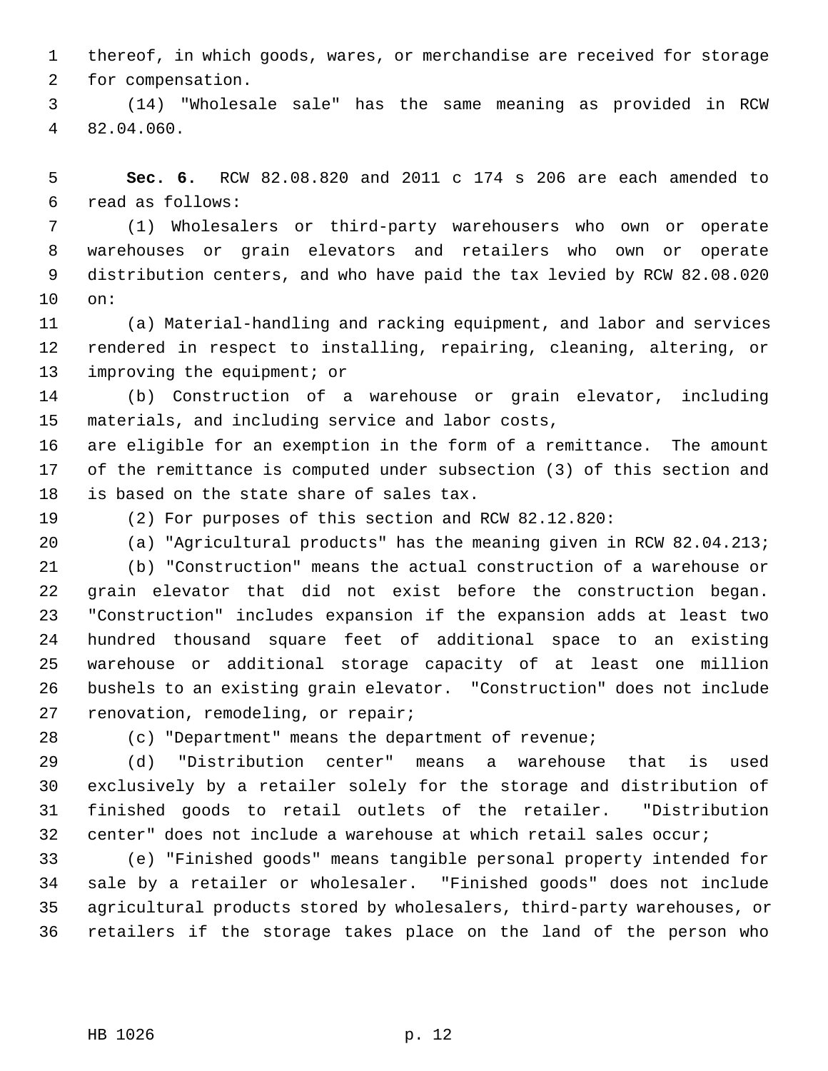thereof, in which goods, wares, or merchandise are received for storage for compensation.

(14) "Wholesale sale" has the same meaning as provided in RCW 82.04.060.

**Sec. 6.** RCW 82.08.820 and 2011 c 174 s 206 are each amended to read as follows:

(1) Wholesalers or third-party warehousers who own or operate warehouses or grain elevators and retailers who own or operate distribution centers, and who have paid the tax levied by RCW 82.08.020 on:

(a) Material-handling and racking equipment, and labor and services rendered in respect to installing, repairing, cleaning, altering, or improving the equipment; or

(b) Construction of a warehouse or grain elevator, including materials, and including service and labor costs,

are eligible for an exemption in the form of a remittance. The amount of the remittance is computed under subsection (3) of this section and is based on the state share of sales tax.

(2) For purposes of this section and RCW 82.12.820:

(a) "Agricultural products" has the meaning given in RCW 82.04.213;

(b) "Construction" means the actual construction of a warehouse or grain elevator that did not exist before the construction began. "Construction" includes expansion if the expansion adds at least two hundred thousand square feet of additional space to an existing warehouse or additional storage capacity of at least one million bushels to an existing grain elevator. "Construction" does not include renovation, remodeling, or repair;

(c) "Department" means the department of revenue;

(d) "Distribution center" means a warehouse that is used exclusively by a retailer solely for the storage and distribution of finished goods to retail outlets of the retailer. "Distribution center" does not include a warehouse at which retail sales occur;

(e) "Finished goods" means tangible personal property intended for sale by a retailer or wholesaler. "Finished goods" does not include agricultural products stored by wholesalers, third-party warehouses, or retailers if the storage takes place on the land of the person who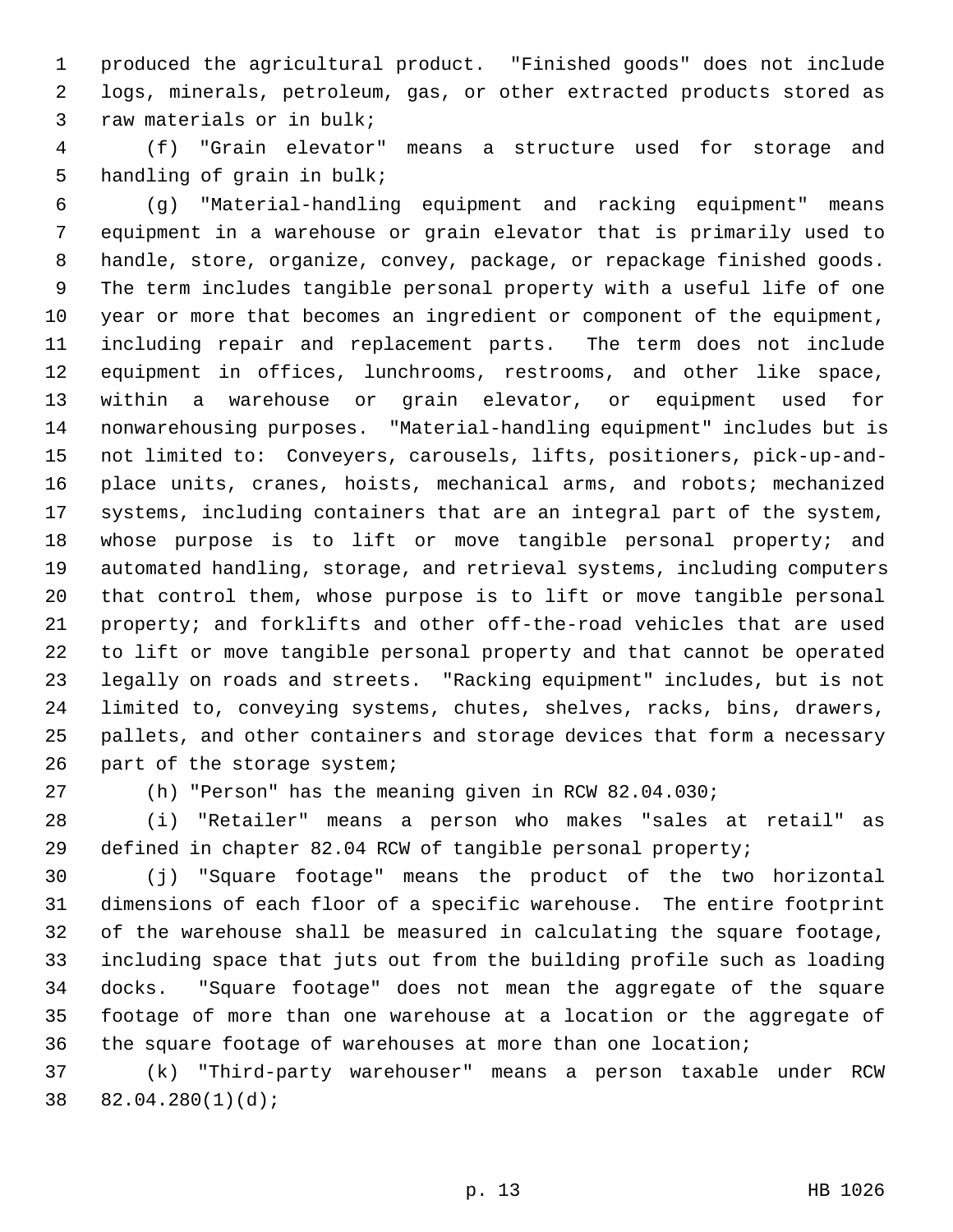produced the agricultural product. "Finished goods" does not include logs, minerals, petroleum, gas, or other extracted products stored as raw materials or in bulk;

(f) "Grain elevator" means a structure used for storage and handling of grain in bulk;

(g) "Material-handling equipment and racking equipment" means equipment in a warehouse or grain elevator that is primarily used to handle, store, organize, convey, package, or repackage finished goods. The term includes tangible personal property with a useful life of one year or more that becomes an ingredient or component of the equipment, including repair and replacement parts. The term does not include equipment in offices, lunchrooms, restrooms, and other like space, within a warehouse or grain elevator, or equipment used for nonwarehousing purposes. "Material-handling equipment" includes but is not limited to: Conveyers, carousels, lifts, positioners, pick-up-and-place units, cranes, hoists, mechanical arms, and robots; mechanized systems, including containers that are an integral part of the system, whose purpose is to lift or move tangible personal property; and automated handling, storage, and retrieval systems, including computers that control them, whose purpose is to lift or move tangible personal property; and forklifts and other off-the-road vehicles that are used to lift or move tangible personal property and that cannot be operated legally on roads and streets. "Racking equipment" includes, but is not limited to, conveying systems, chutes, shelves, racks, bins, drawers, pallets, and other containers and storage devices that form a necessary part of the storage system;

(h) "Person" has the meaning given in RCW 82.04.030;

(i) "Retailer" means a person who makes "sales at retail" as defined in chapter 82.04 RCW of tangible personal property;

(j) "Square footage" means the product of the two horizontal dimensions of each floor of a specific warehouse. The entire footprint of the warehouse shall be measured in calculating the square footage, including space that juts out from the building profile such as loading docks. "Square footage" does not mean the aggregate of the square footage of more than one warehouse at a location or the aggregate of the square footage of warehouses at more than one location;

(k) "Third-party warehouser" means a person taxable under RCW 82.04.280(1)(d);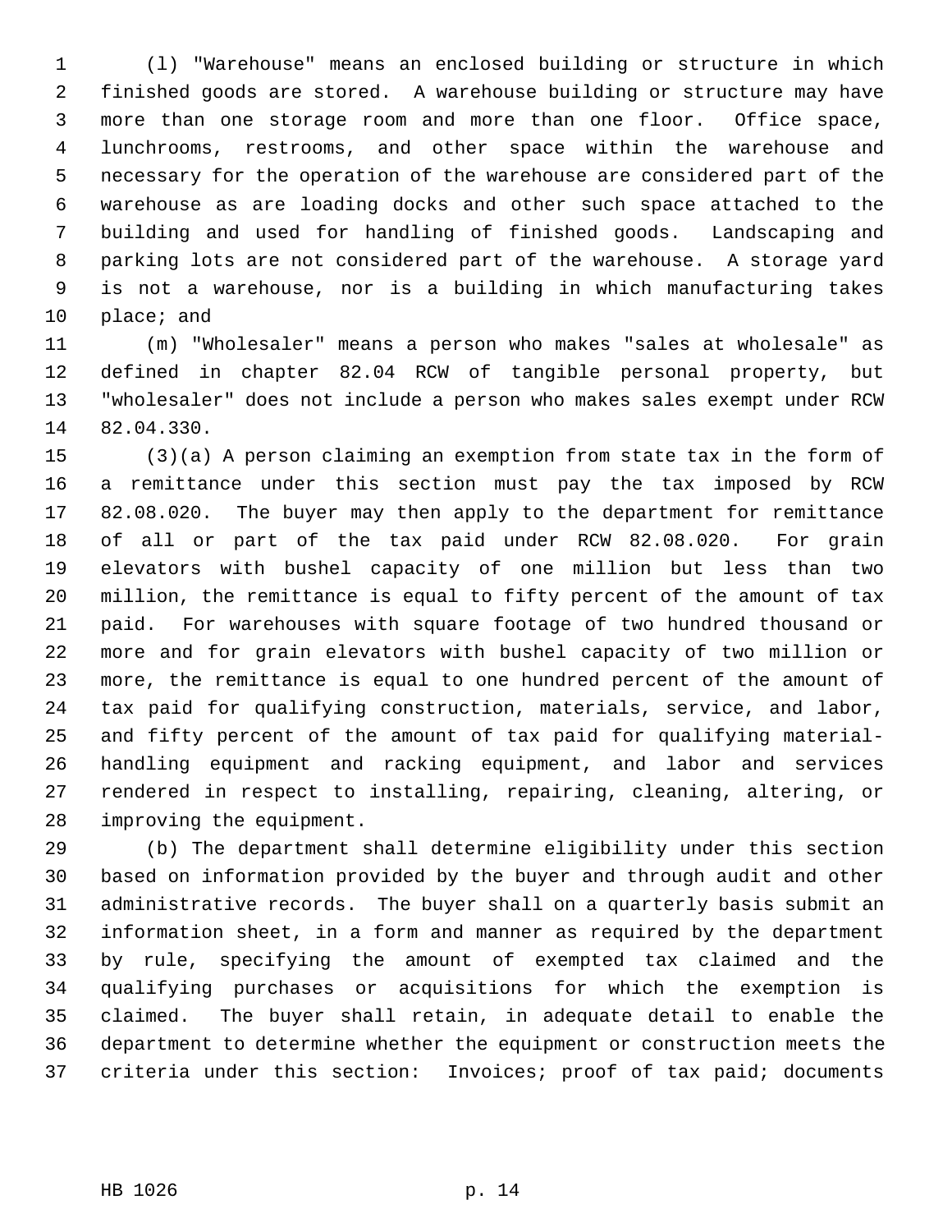(l) "Warehouse" means an enclosed building or structure in which finished goods are stored. A warehouse building or structure may have more than one storage room and more than one floor. Office space, lunchrooms, restrooms, and other space within the warehouse and necessary for the operation of the warehouse are considered part of the warehouse as are loading docks and other such space attached to the building and used for handling of finished goods. Landscaping and parking lots are not considered part of the warehouse. A storage yard is not a warehouse, nor is a building in which manufacturing takes place; and

(m) "Wholesaler" means a person who makes "sales at wholesale" as defined in chapter 82.04 RCW of tangible personal property, but "wholesaler" does not include a person who makes sales exempt under RCW 82.04.330.

(3)(a) A person claiming an exemption from state tax in the form of a remittance under this section must pay the tax imposed by RCW 82.08.020. The buyer may then apply to the department for remittance of all or part of the tax paid under RCW 82.08.020. For grain elevators with bushel capacity of one million but less than two million, the remittance is equal to fifty percent of the amount of tax paid. For warehouses with square footage of two hundred thousand or more and for grain elevators with bushel capacity of two million or more, the remittance is equal to one hundred percent of the amount of tax paid for qualifying construction, materials, service, and labor, and fifty percent of the amount of tax paid for qualifying material-handling equipment and racking equipment, and labor and services rendered in respect to installing, repairing, cleaning, altering, or improving the equipment.

(b) The department shall determine eligibility under this section based on information provided by the buyer and through audit and other administrative records. The buyer shall on a quarterly basis submit an information sheet, in a form and manner as required by the department by rule, specifying the amount of exempted tax claimed and the qualifying purchases or acquisitions for which the exemption is claimed. The buyer shall retain, in adequate detail to enable the department to determine whether the equipment or construction meets the criteria under this section: Invoices; proof of tax paid; documents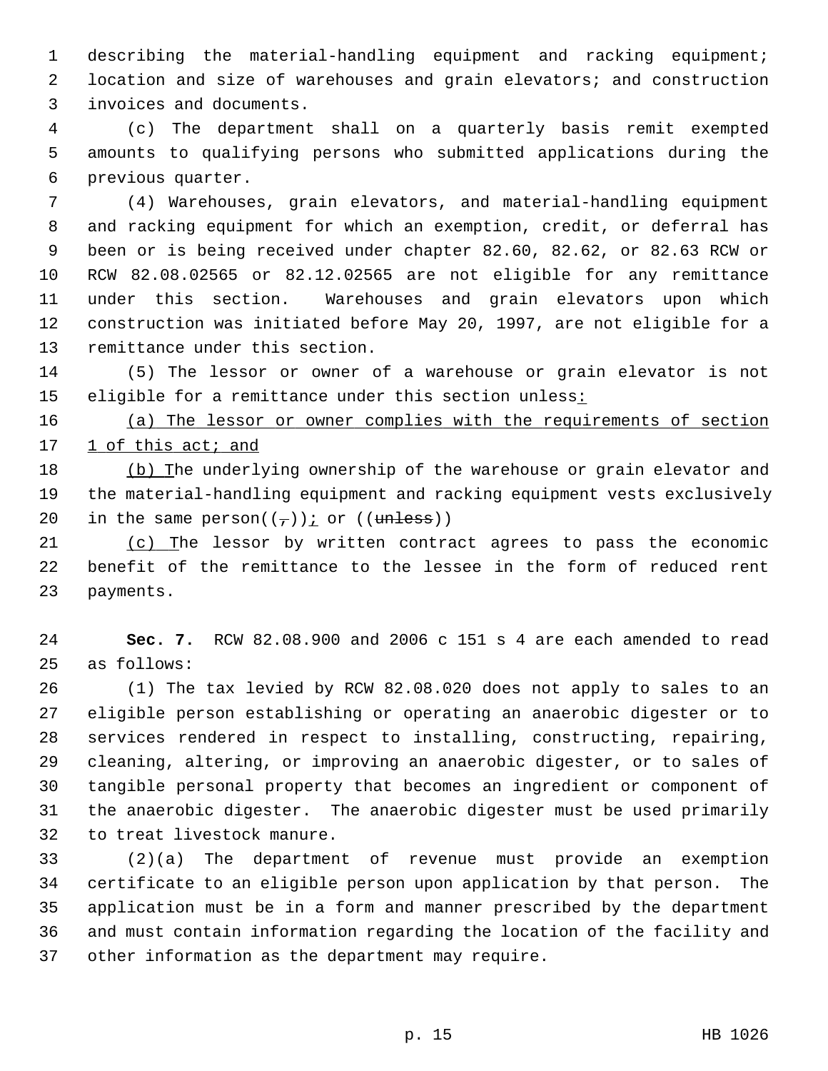describing the material-handling equipment and racking equipment; location and size of warehouses and grain elevators; and construction invoices and documents.

(c) The department shall on a quarterly basis remit exempted amounts to qualifying persons who submitted applications during the previous quarter.

(4) Warehouses, grain elevators, and material-handling equipment and racking equipment for which an exemption, credit, or deferral has been or is being received under chapter 82.60, 82.62, or 82.63 RCW or RCW 82.08.02565 or 82.12.02565 are not eligible for any remittance under this section. Warehouses and grain elevators upon which construction was initiated before May 20, 1997, are not eligible for a remittance under this section.

(5) The lessor or owner of a warehouse or grain elevator is not eligible for a remittance under this section unless:

(a) The lessor or owner complies with the requirements of section 1 of this act; and

(b) The underlying ownership of the warehouse or grain elevator and the material-handling equipment and racking equipment vests exclusively in the same person((,)); or ((~~unless~~))

(c) The lessor by written contract agrees to pass the economic benefit of the remittance to the lessee in the form of reduced rent payments.

**Sec. 7.** RCW 82.08.900 and 2006 c 151 s 4 are each amended to read as follows:

(1) The tax levied by RCW 82.08.020 does not apply to sales to an eligible person establishing or operating an anaerobic digester or to services rendered in respect to installing, constructing, repairing, cleaning, altering, or improving an anaerobic digester, or to sales of tangible personal property that becomes an ingredient or component of the anaerobic digester. The anaerobic digester must be used primarily to treat livestock manure.

(2)(a) The department of revenue must provide an exemption certificate to an eligible person upon application by that person. The application must be in a form and manner prescribed by the department and must contain information regarding the location of the facility and other information as the department may require.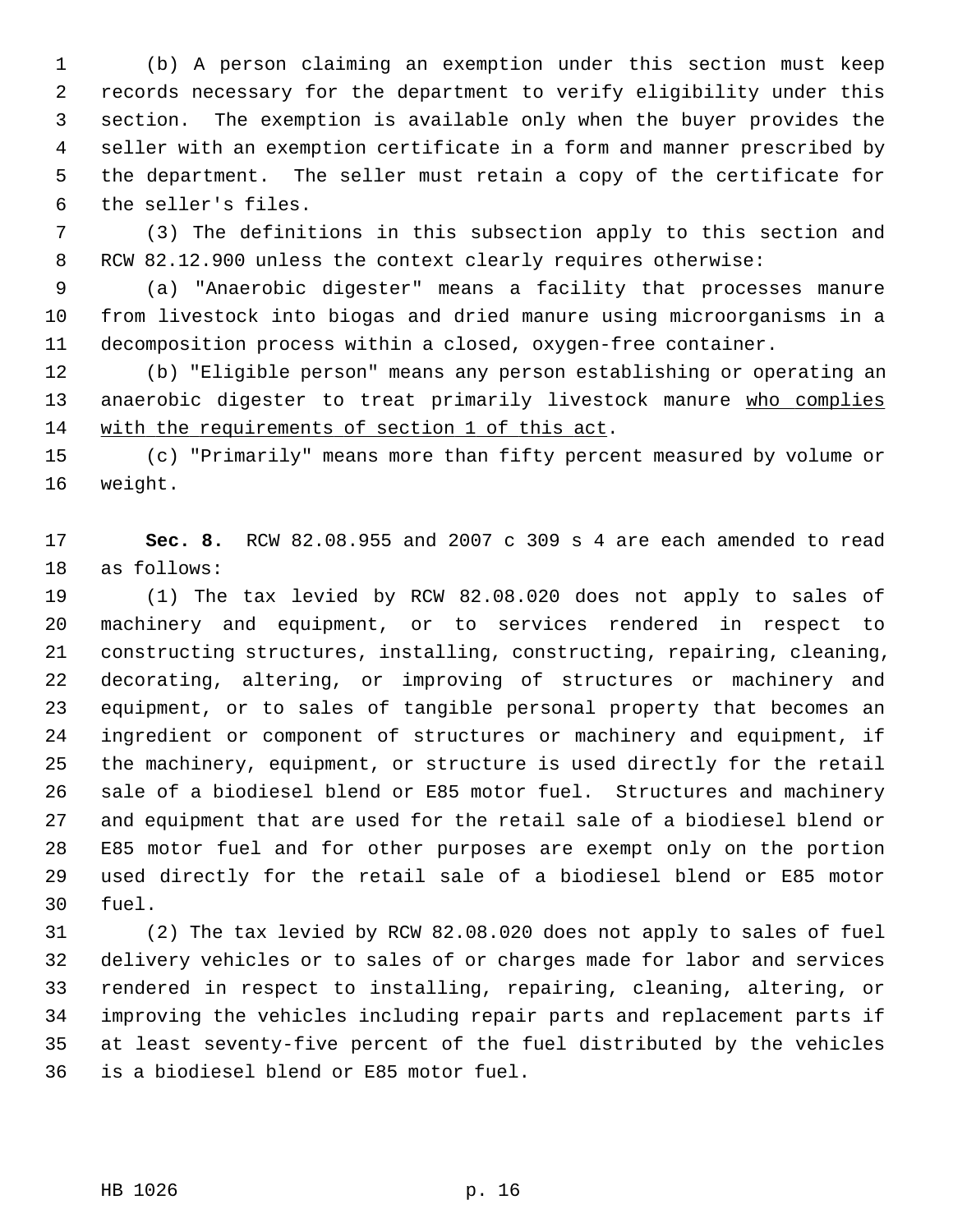(b) A person claiming an exemption under this section must keep records necessary for the department to verify eligibility under this section. The exemption is available only when the buyer provides the seller with an exemption certificate in a form and manner prescribed by the department. The seller must retain a copy of the certificate for the seller's files.

(3) The definitions in this subsection apply to this section and RCW 82.12.900 unless the context clearly requires otherwise:

(a) "Anaerobic digester" means a facility that processes manure from livestock into biogas and dried manure using microorganisms in a decomposition process within a closed, oxygen-free container.

(b) "Eligible person" means any person establishing or operating an anaerobic digester to treat primarily livestock manure <u>who complies with the requirements of section 1 of this act</u>.

(c) "Primarily" means more than fifty percent measured by volume or weight.

**Sec. 8.** RCW 82.08.955 and 2007 c 309 s 4 are each amended to read as follows:

(1) The tax levied by RCW 82.08.020 does not apply to sales of machinery and equipment, or to services rendered in respect to constructing structures, installing, constructing, repairing, cleaning, decorating, altering, or improving of structures or machinery and equipment, or to sales of tangible personal property that becomes an ingredient or component of structures or machinery and equipment, if the machinery, equipment, or structure is used directly for the retail sale of a biodiesel blend or E85 motor fuel. Structures and machinery and equipment that are used for the retail sale of a biodiesel blend or E85 motor fuel and for other purposes are exempt only on the portion used directly for the retail sale of a biodiesel blend or E85 motor fuel.

(2) The tax levied by RCW 82.08.020 does not apply to sales of fuel delivery vehicles or to sales of or charges made for labor and services rendered in respect to installing, repairing, cleaning, altering, or improving the vehicles including repair parts and replacement parts if at least seventy-five percent of the fuel distributed by the vehicles is a biodiesel blend or E85 motor fuel.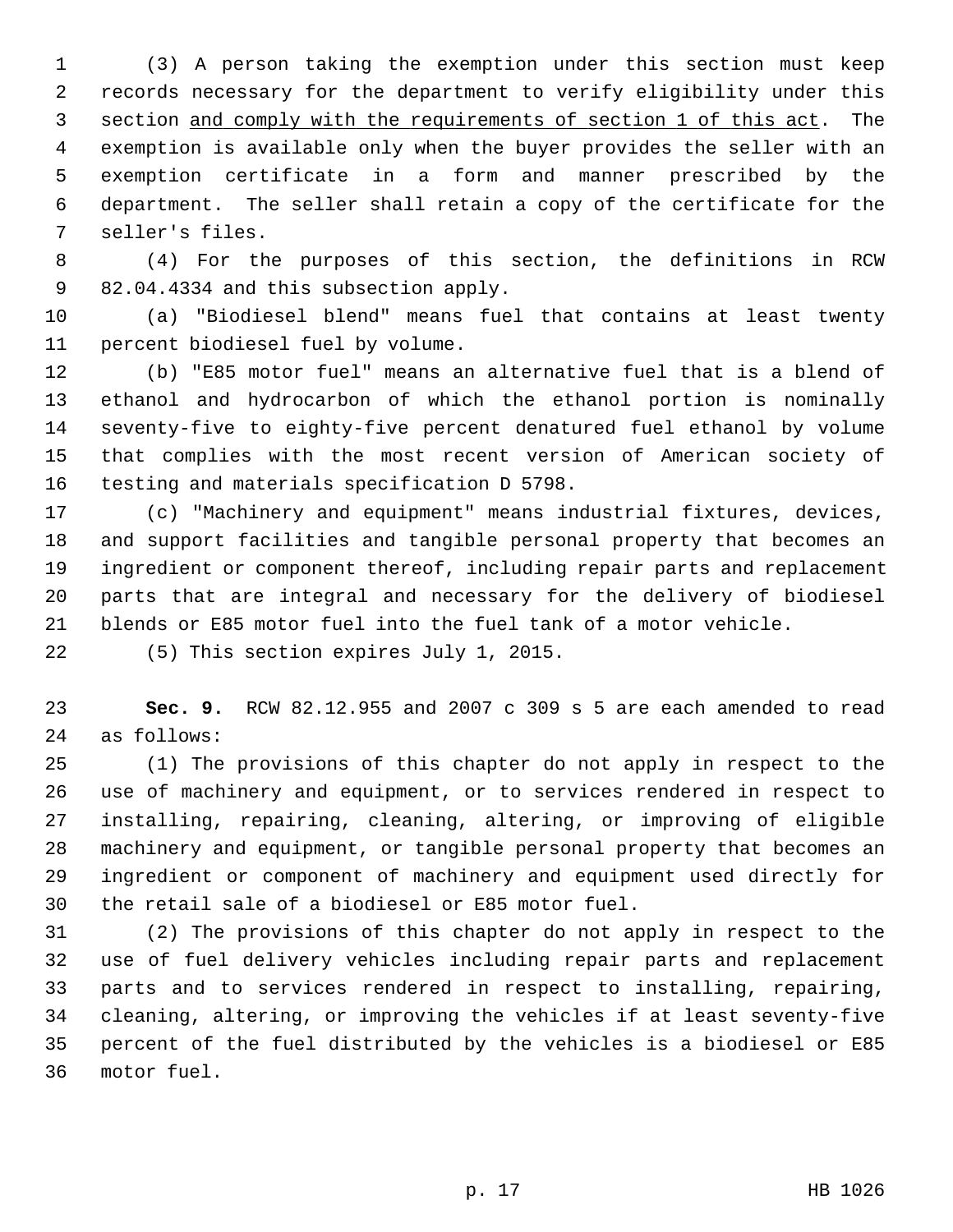(3) A person taking the exemption under this section must keep records necessary for the department to verify eligibility under this section <u>and comply with the requirements of section 1 of this act</u>. The exemption is available only when the buyer provides the seller with an exemption certificate in a form and manner prescribed by the department. The seller shall retain a copy of the certificate for the seller's files.

(4) For the purposes of this section, the definitions in RCW 82.04.4334 and this subsection apply.

(a) "Biodiesel blend" means fuel that contains at least twenty percent biodiesel fuel by volume.

(b) "E85 motor fuel" means an alternative fuel that is a blend of ethanol and hydrocarbon of which the ethanol portion is nominally seventy-five to eighty-five percent denatured fuel ethanol by volume that complies with the most recent version of American society of testing and materials specification D 5798.

(c) "Machinery and equipment" means industrial fixtures, devices, and support facilities and tangible personal property that becomes an ingredient or component thereof, including repair parts and replacement parts that are integral and necessary for the delivery of biodiesel blends or E85 motor fuel into the fuel tank of a motor vehicle.

(5) This section expires July 1, 2015.

**Sec. 9.** RCW 82.12.955 and 2007 c 309 s 5 are each amended to read as follows:

(1) The provisions of this chapter do not apply in respect to the use of machinery and equipment, or to services rendered in respect to installing, repairing, cleaning, altering, or improving of eligible machinery and equipment, or tangible personal property that becomes an ingredient or component of machinery and equipment used directly for the retail sale of a biodiesel or E85 motor fuel.

(2) The provisions of this chapter do not apply in respect to the use of fuel delivery vehicles including repair parts and replacement parts and to services rendered in respect to installing, repairing, cleaning, altering, or improving the vehicles if at least seventy-five percent of the fuel distributed by the vehicles is a biodiesel or E85 motor fuel.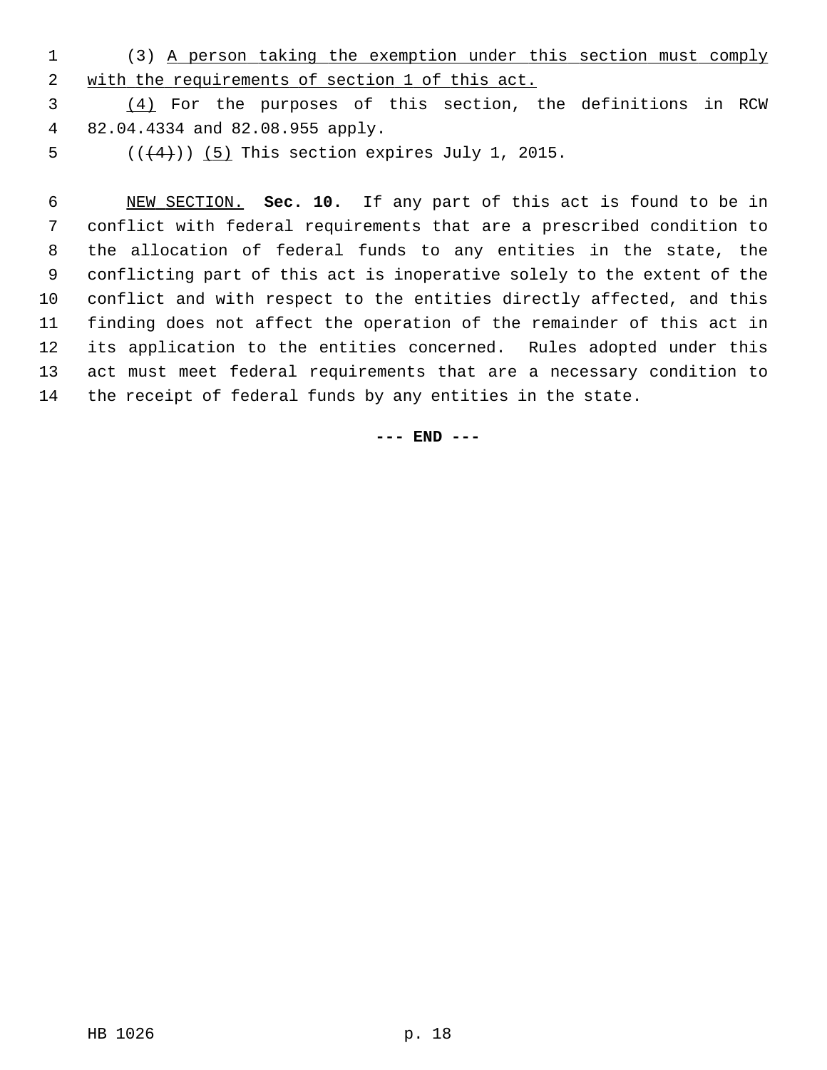(3) A person taking the exemption under this section must comply with the requirements of section 1 of this act.

(4) For the purposes of this section, the definitions in RCW 82.04.4334 and 82.08.955 apply.

(((4))) (5) This section expires July 1, 2015.

NEW SECTION. **Sec. 10.** If any part of this act is found to be in conflict with federal requirements that are a prescribed condition to the allocation of federal funds to any entities in the state, the conflicting part of this act is inoperative solely to the extent of the conflict and with respect to the entities directly affected, and this finding does not affect the operation of the remainder of this act in its application to the entities concerned. Rules adopted under this act must meet federal requirements that are a necessary condition to the receipt of federal funds by any entities in the state.

**--- END ---**